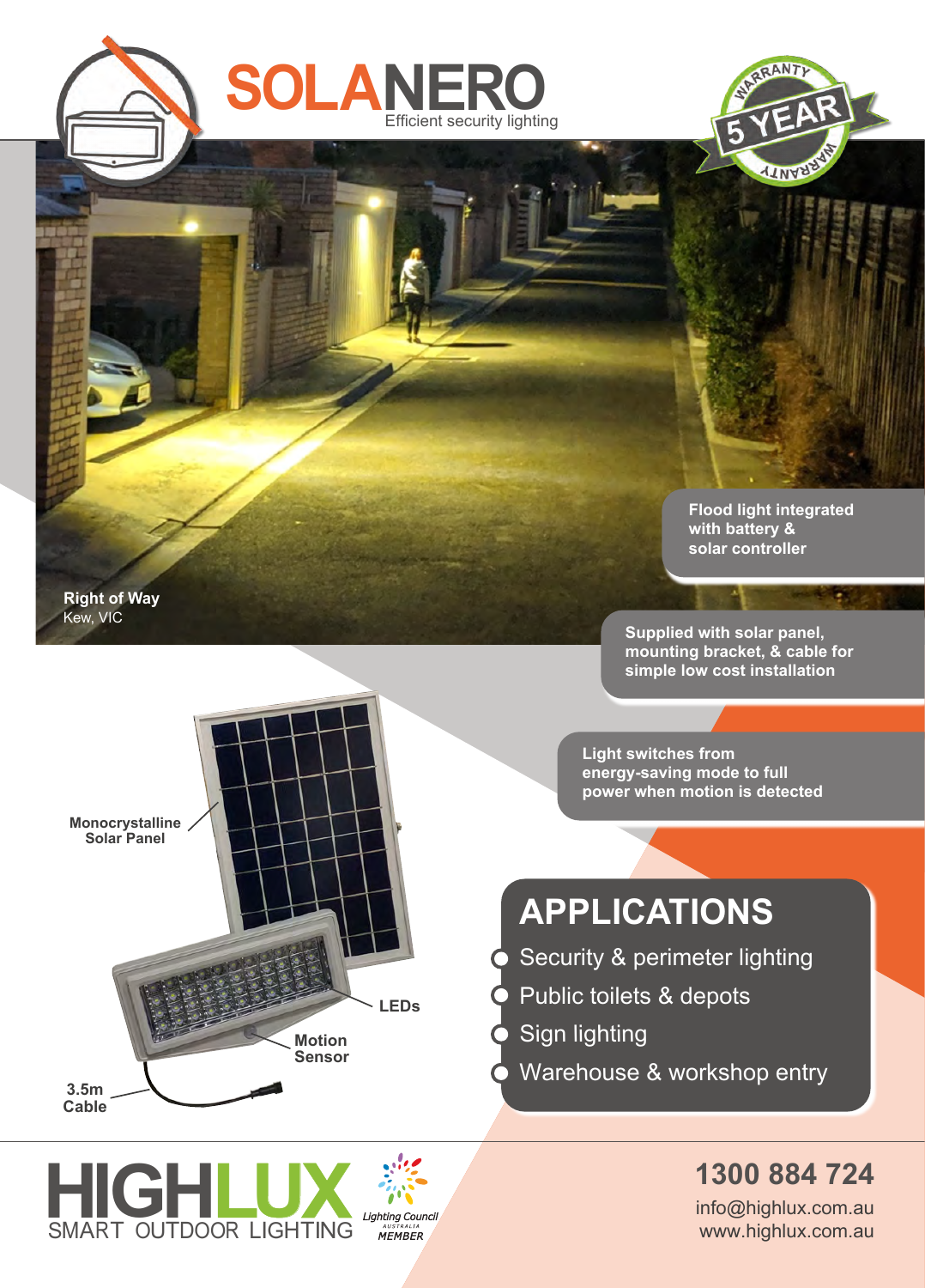# SOLANERO

Efficient security lighting

5 YEAR WARRANTY

Right of Way
Kew, VIC

**Flood light integrated with battery & solar controller**

**Supplied with solar panel, mounting bracket, & cable for simple low cost installation**

**Light switches from energy-saving mode to full power when motion is detected**

**Monocrystalline Solar Panel**

**LEDs**

**Motion Sensor**

**3.5m Cable**

## APPLICATIONS

- Security & perimeter lighting
- Public toilets & depots
- Sign lighting
- Warehouse & workshop entry

HIGHLUX
SMART OUTDOOR LIGHTING

Lighting Council Australia MEMBER

**1300 884 724**

info@highlux.com.au
www.highlux.com.au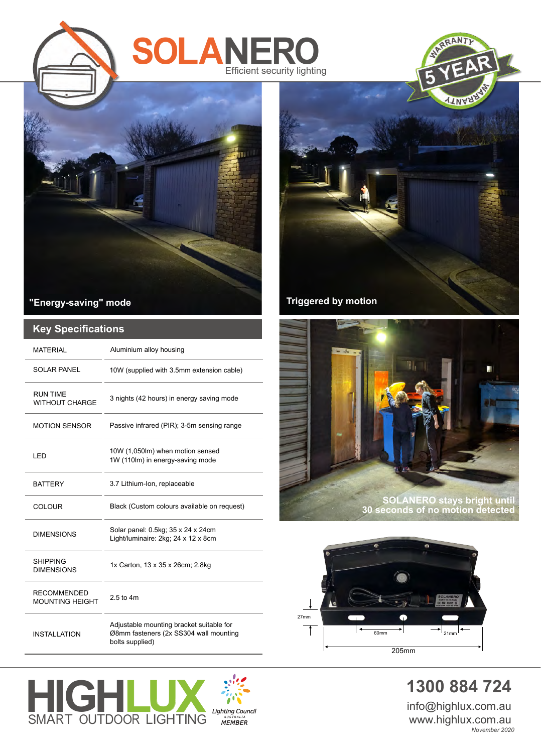# SOLANERO

Efficient security lighting

5 YEAR WARRANTY

"Energy-saving" mode

Triggered by motion

SOLANERO stays bright until 30 seconds of no motion detected

## Key Specifications

| | |
|---|---|
| MATERIAL | Aluminium alloy housing |
| SOLAR PANEL | 10W (supplied with 3.5mm extension cable) |
| RUN TIME WITHOUT CHARGE | 3 nights (42 hours) in energy saving mode |
| MOTION SENSOR | Passive infrared (PIR); 3-5m sensing range |
| LED | 10W (1,050lm) when motion sensed<br>1W (110lm) in energy-saving mode |
| BATTERY | 3.7 Lithium-Ion, replaceable |
| COLOUR | Black (Custom colours available on request) |
| DIMENSIONS | Solar panel: 0.5kg; 35 x 24 x 24cm<br>Light/luminaire: 2kg; 24 x 12 x 8cm |
| SHIPPING DIMENSIONS | 1x Carton, 13 x 35 x 26cm; 2.8kg |
| RECOMMENDED MOUNTING HEIGHT | 2.5 to 4m |
| INSTALLATION | Adjustable mounting bracket suitable for Ø8mm fasteners (2x SS304 wall mounting bolts supplied) |

27mm

60mm

21mm

205mm

HIGHLUX SMART OUTDOOR LIGHTING

Lighting Council AUSTRALIA MEMBER

1300 884 724

info@highlux.com.au

www.highlux.com.au

November 2020